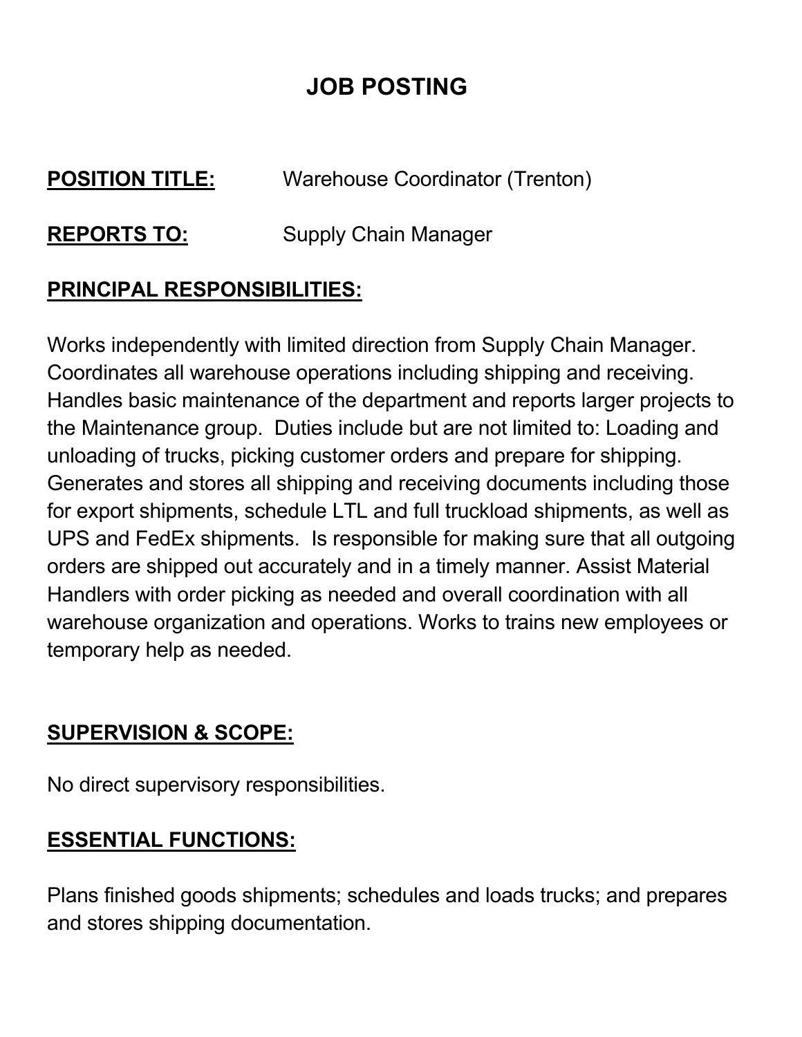# JOB POSTING

**POSITION TITLE:** Warehouse Coordinator (Trenton)

**REPORTS TO:** Supply Chain Manager

## PRINCIPAL RESPONSIBILITIES:

Works independently with limited direction from Supply Chain Manager. Coordinates all warehouse operations including shipping and receiving. Handles basic maintenance of the department and reports larger projects to the Maintenance group. Duties include but are not limited to: Loading and unloading of trucks, picking customer orders and prepare for shipping. Generates and stores all shipping and receiving documents including those for export shipments, schedule LTL and full truckload shipments, as well as UPS and FedEx shipments. Is responsible for making sure that all outgoing orders are shipped out accurately and in a timely manner. Assist Material Handlers with order picking as needed and overall coordination with all warehouse organization and operations. Works to trains new employees or temporary help as needed.

## SUPERVISION & SCOPE:

No direct supervisory responsibilities.

## ESSENTIAL FUNCTIONS:

Plans finished goods shipments; schedules and loads trucks; and prepares and stores shipping documentation.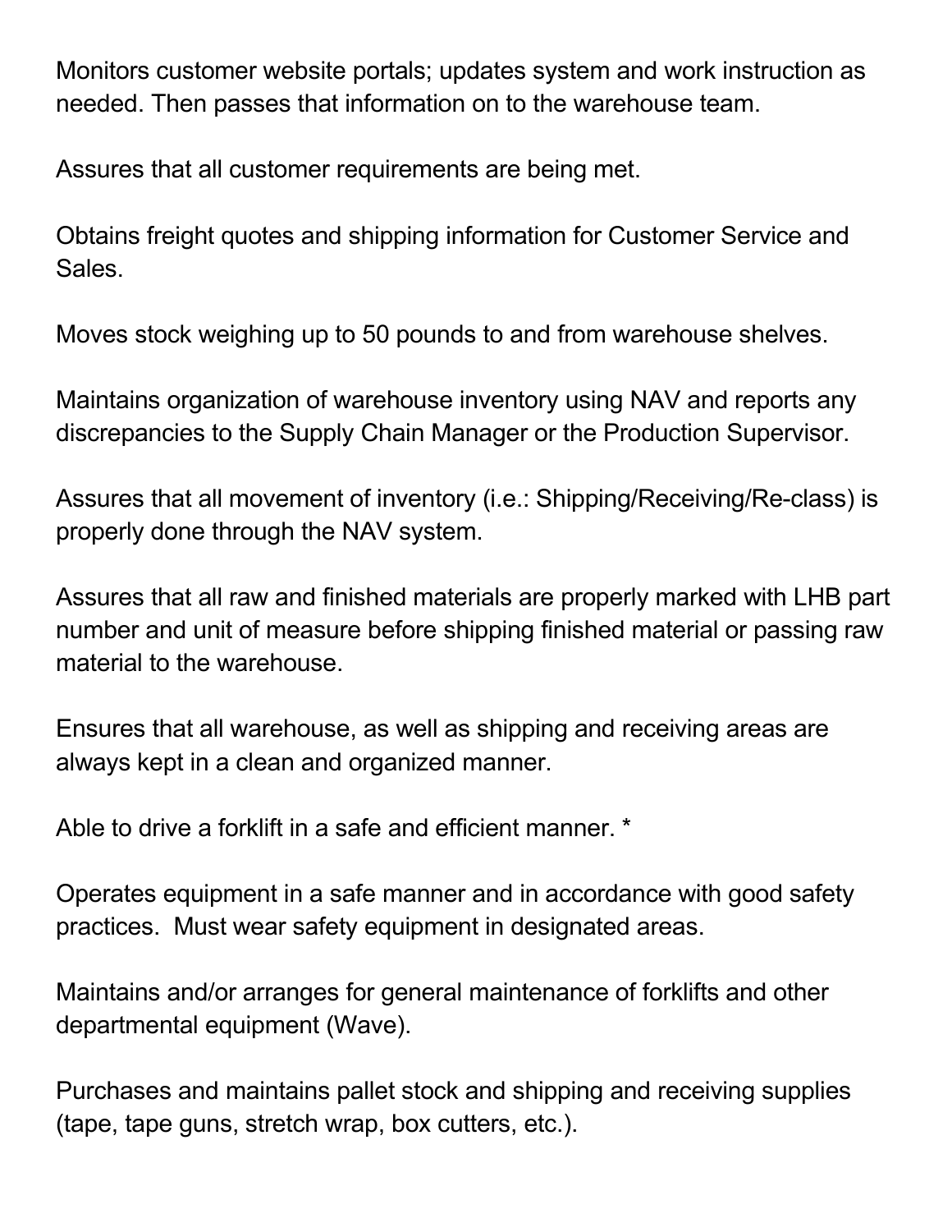Monitors customer website portals; updates system and work instruction as needed. Then passes that information on to the warehouse team.

Assures that all customer requirements are being met.

Obtains freight quotes and shipping information for Customer Service and Sales.

Moves stock weighing up to 50 pounds to and from warehouse shelves.

Maintains organization of warehouse inventory using NAV and reports any discrepancies to the Supply Chain Manager or the Production Supervisor.

Assures that all movement of inventory (i.e.: Shipping/Receiving/Re-class) is properly done through the NAV system.

Assures that all raw and finished materials are properly marked with LHB part number and unit of measure before shipping finished material or passing raw material to the warehouse.

Ensures that all warehouse, as well as shipping and receiving areas are always kept in a clean and organized manner.

Able to drive a forklift in a safe and efficient manner. *

Operates equipment in a safe manner and in accordance with good safety practices.  Must wear safety equipment in designated areas.

Maintains and/or arranges for general maintenance of forklifts and other departmental equipment (Wave).

Purchases and maintains pallet stock and shipping and receiving supplies (tape, tape guns, stretch wrap, box cutters, etc.).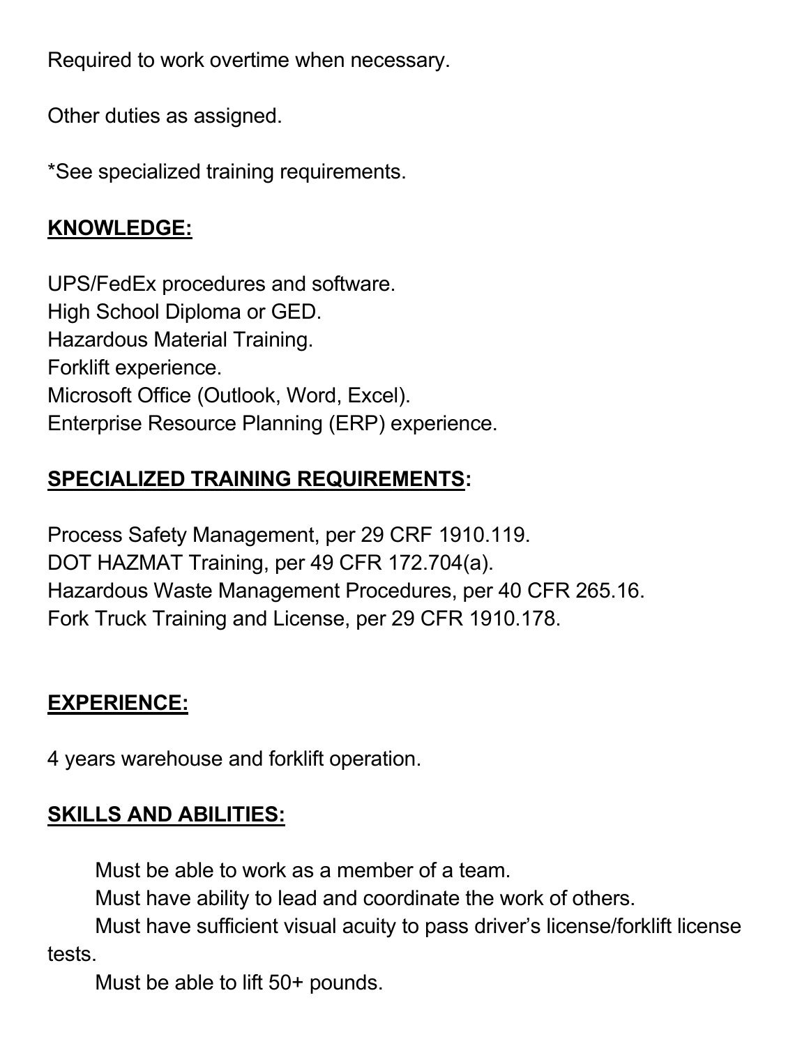Required to work overtime when necessary.

Other duties as assigned.

*See specialized training requirements.

## KNOWLEDGE:

UPS/FedEx procedures and software.
High School Diploma or GED.
Hazardous Material Training.
Forklift experience.
Microsoft Office (Outlook, Word, Excel).
Enterprise Resource Planning (ERP) experience.

## SPECIALIZED TRAINING REQUIREMENTS:

Process Safety Management, per 29 CRF 1910.119.
DOT HAZMAT Training, per 49 CFR 172.704(a).
Hazardous Waste Management Procedures, per 40 CFR 265.16.
Fork Truck Training and License, per 29 CFR 1910.178.

## EXPERIENCE:

4 years warehouse and forklift operation.

## SKILLS AND ABILITIES:

Must be able to work as a member of a team.
Must have ability to lead and coordinate the work of others.
Must have sufficient visual acuity to pass driver's license/forklift license tests.
Must be able to lift 50+ pounds.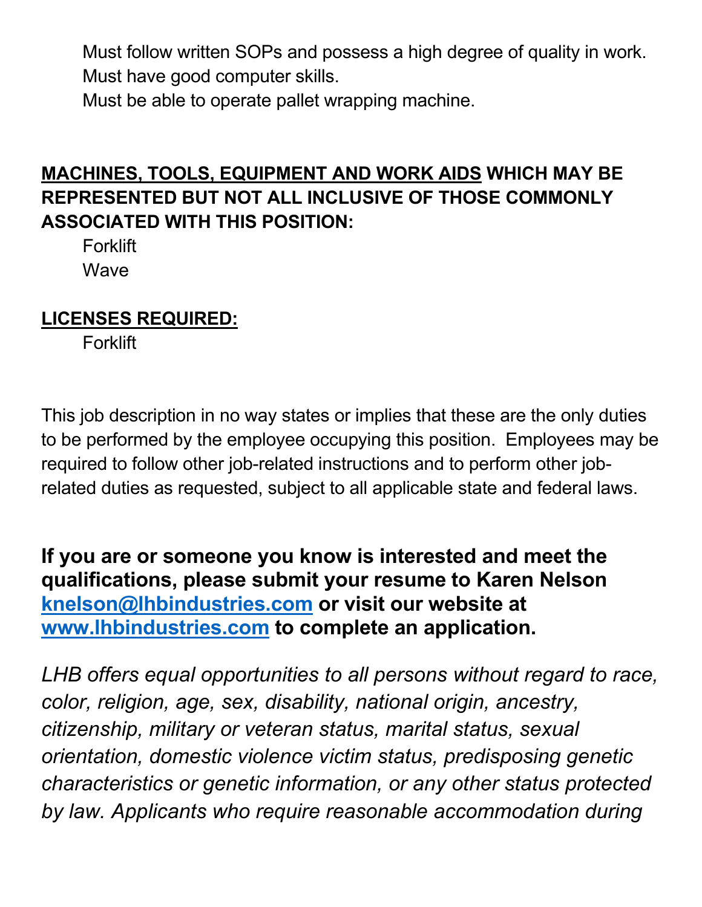Must follow written SOPs and possess a high degree of quality in work.
Must have good computer skills.
Must be able to operate pallet wrapping machine.

**MACHINES, TOOLS, EQUIPMENT AND WORK AIDS WHICH MAY BE REPRESENTED BUT NOT ALL INCLUSIVE OF THOSE COMMONLY ASSOCIATED WITH THIS POSITION:**

Forklift
Wave

**LICENSES REQUIRED:**

Forklift

This job description in no way states or implies that these are the only duties to be performed by the employee occupying this position. Employees may be required to follow other job-related instructions and to perform other job-related duties as requested, subject to all applicable state and federal laws.

**If you are or someone you know is interested and meet the qualifications, please submit your resume to Karen Nelson [knelson@lhbindustries.com](mailto:knelson@lhbindustries.com) or visit our website at [www.lhbindustries.com](http://www.lhbindustries.com) to complete an application.**

*LHB offers equal opportunities to all persons without regard to race, color, religion, age, sex, disability, national origin, ancestry, citizenship, military or veteran status, marital status, sexual orientation, domestic violence victim status, predisposing genetic characteristics or genetic information, or any other status protected by law. Applicants who require reasonable accommodation during*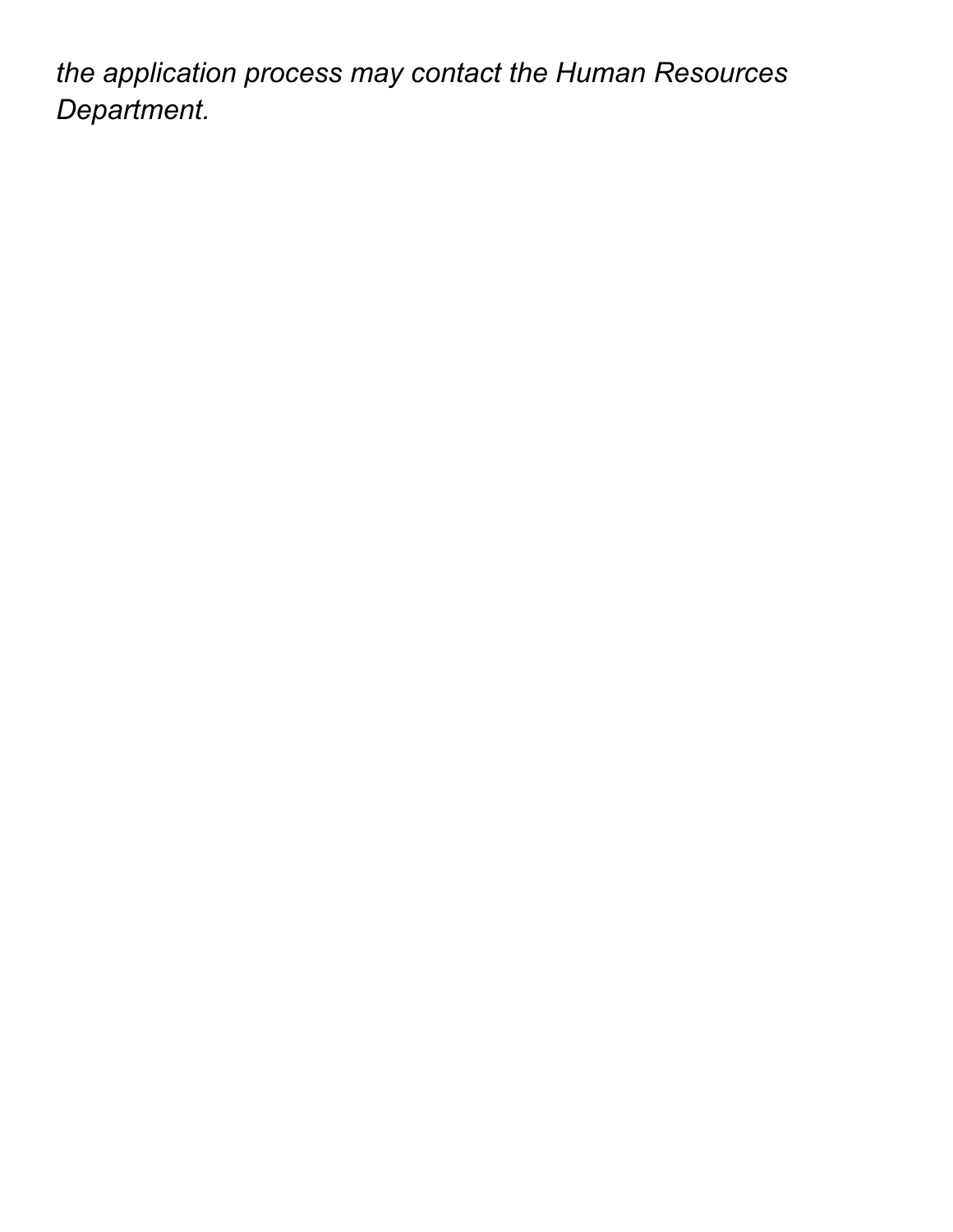*the application process may contact the Human Resources Department.*